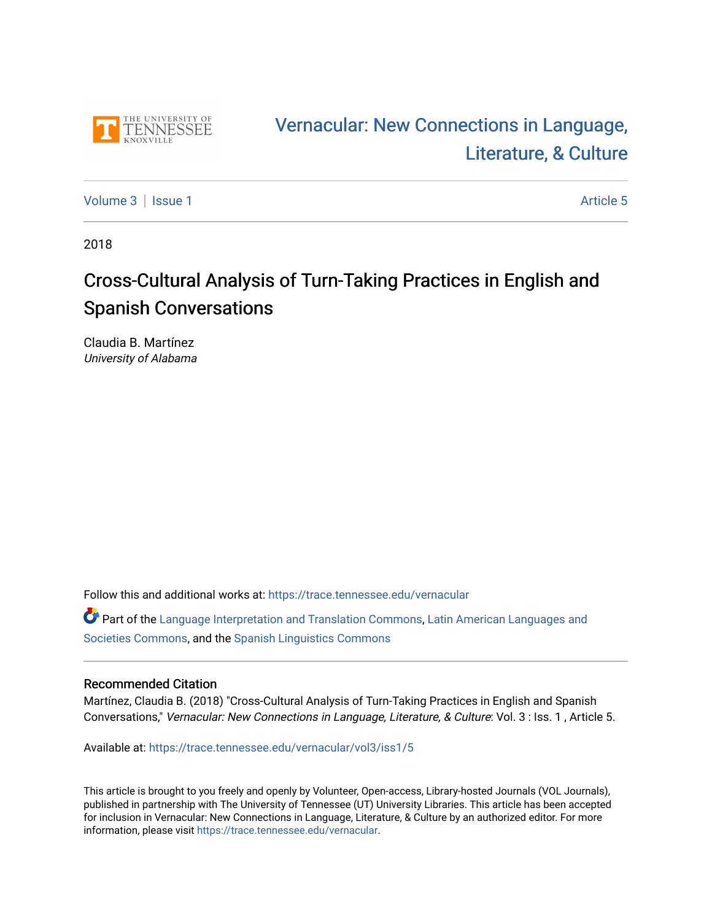THE UNIVERSITY OF TENNESSEE KNOXVILLE

Vernacular: New Connections in Language, Literature, & Culture

Volume 3 | Issue 1 Article 5

2018

# Cross-Cultural Analysis of Turn-Taking Practices in English and Spanish Conversations

Claudia B. Martínez
*University of Alabama*

Follow this and additional works at: https://trace.tennessee.edu/vernacular

Part of the Language Interpretation and Translation Commons, Latin American Languages and Societies Commons, and the Spanish Linguistics Commons

### Recommended Citation

Martínez, Claudia B. (2018) "Cross-Cultural Analysis of Turn-Taking Practices in English and Spanish Conversations," *Vernacular: New Connections in Language, Literature, & Culture*: Vol. 3 : Iss. 1 , Article 5.

Available at: https://trace.tennessee.edu/vernacular/vol3/iss1/5

This article is brought to you freely and openly by Volunteer, Open-access, Library-hosted Journals (VOL Journals), published in partnership with The University of Tennessee (UT) University Libraries. This article has been accepted for inclusion in Vernacular: New Connections in Language, Literature, & Culture by an authorized editor. For more information, please visit https://trace.tennessee.edu/vernacular.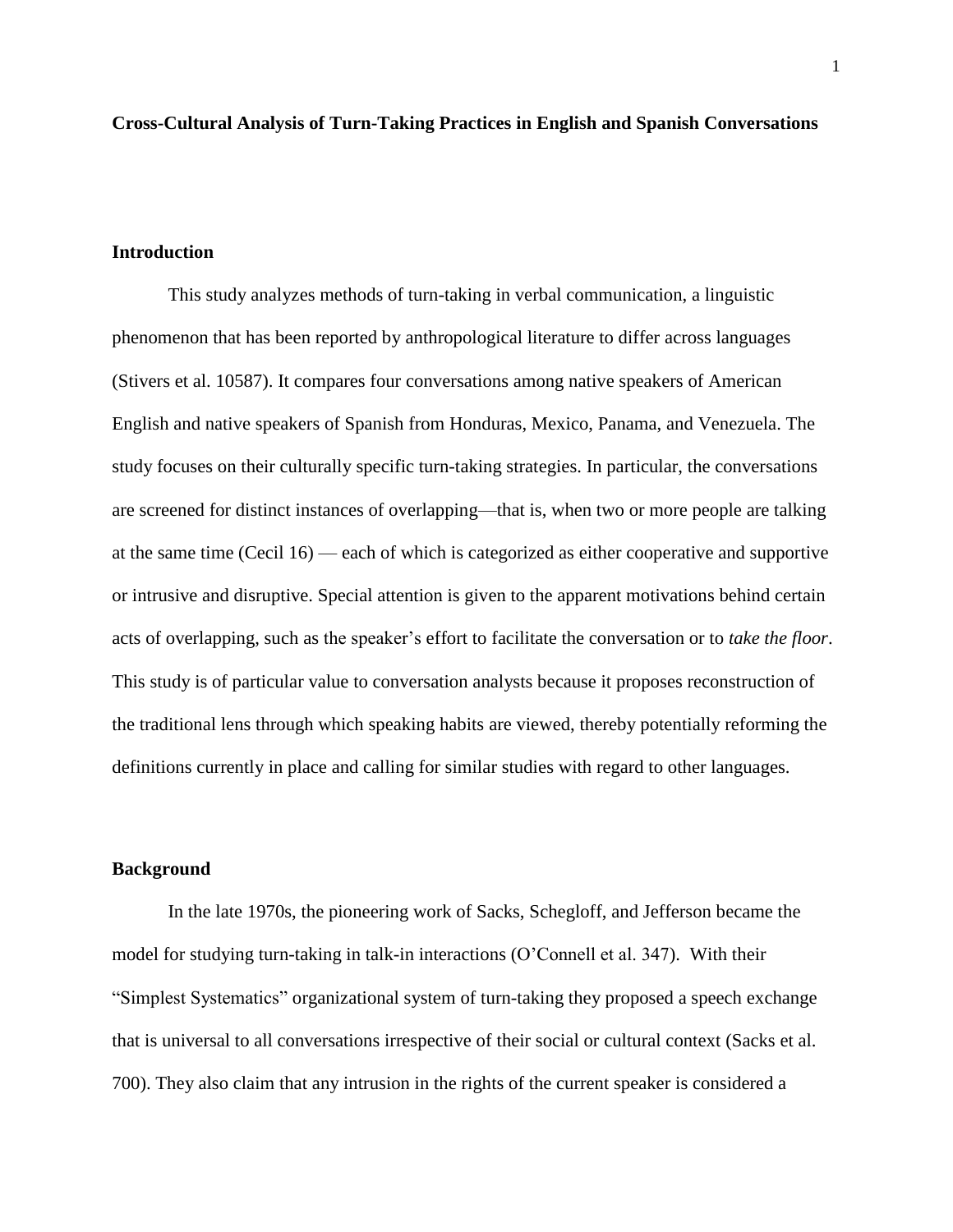**Cross-Cultural Analysis of Turn-Taking Practices in English and Spanish Conversations**

## Introduction

This study analyzes methods of turn-taking in verbal communication, a linguistic phenomenon that has been reported by anthropological literature to differ across languages (Stivers et al. 10587). It compares four conversations among native speakers of American English and native speakers of Spanish from Honduras, Mexico, Panama, and Venezuela. The study focuses on their culturally specific turn-taking strategies. In particular, the conversations are screened for distinct instances of overlapping—that is, when two or more people are talking at the same time (Cecil 16) — each of which is categorized as either cooperative and supportive or intrusive and disruptive. Special attention is given to the apparent motivations behind certain acts of overlapping, such as the speaker's effort to facilitate the conversation or to *take the floor*. This study is of particular value to conversation analysts because it proposes reconstruction of the traditional lens through which speaking habits are viewed, thereby potentially reforming the definitions currently in place and calling for similar studies with regard to other languages.

## Background

In the late 1970s, the pioneering work of Sacks, Schegloff, and Jefferson became the model for studying turn-taking in talk-in interactions (O'Connell et al. 347). With their "Simplest Systematics" organizational system of turn-taking they proposed a speech exchange that is universal to all conversations irrespective of their social or cultural context (Sacks et al. 700). They also claim that any intrusion in the rights of the current speaker is considered a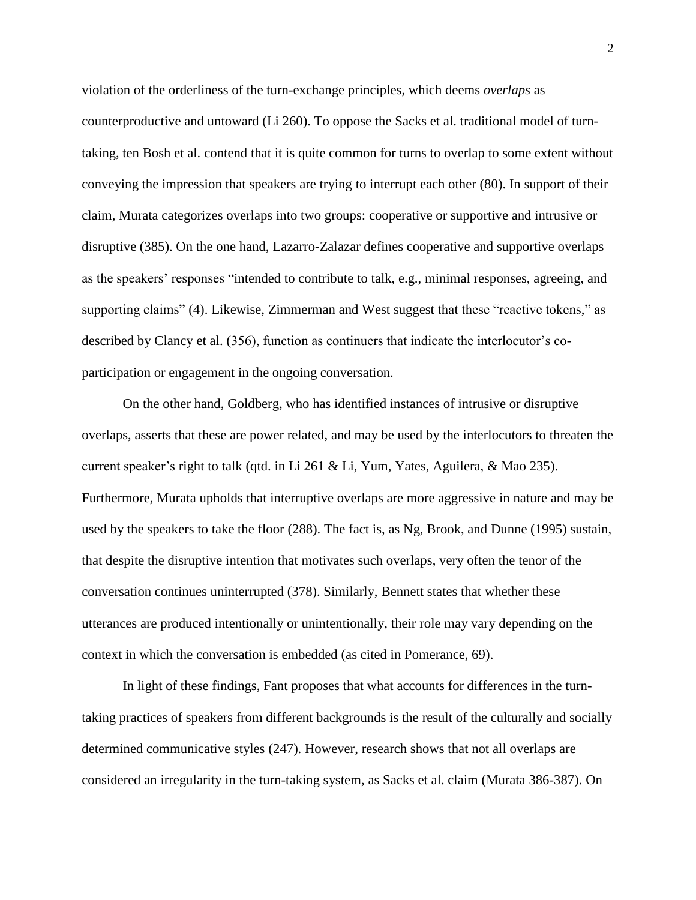violation of the orderliness of the turn-exchange principles, which deems *overlaps* as counterproductive and untoward (Li 260). To oppose the Sacks et al. traditional model of turn-taking, ten Bosh et al. contend that it is quite common for turns to overlap to some extent without conveying the impression that speakers are trying to interrupt each other (80). In support of their claim, Murata categorizes overlaps into two groups: cooperative or supportive and intrusive or disruptive (385). On the one hand, Lazarro-Zalazar defines cooperative and supportive overlaps as the speakers' responses "intended to contribute to talk, e.g., minimal responses, agreeing, and supporting claims" (4). Likewise, Zimmerman and West suggest that these "reactive tokens," as described by Clancy et al. (356), function as continuers that indicate the interlocutor's co-participation or engagement in the ongoing conversation.

On the other hand, Goldberg, who has identified instances of intrusive or disruptive overlaps, asserts that these are power related, and may be used by the interlocutors to threaten the current speaker's right to talk (qtd. in Li 261 & Li, Yum, Yates, Aguilera, & Mao 235). Furthermore, Murata upholds that interruptive overlaps are more aggressive in nature and may be used by the speakers to take the floor (288). The fact is, as Ng, Brook, and Dunne (1995) sustain, that despite the disruptive intention that motivates such overlaps, very often the tenor of the conversation continues uninterrupted (378). Similarly, Bennett states that whether these utterances are produced intentionally or unintentionally, their role may vary depending on the context in which the conversation is embedded (as cited in Pomerance, 69).

In light of these findings, Fant proposes that what accounts for differences in the turn-taking practices of speakers from different backgrounds is the result of the culturally and socially determined communicative styles (247). However, research shows that not all overlaps are considered an irregularity in the turn-taking system, as Sacks et al. claim (Murata 386-387). On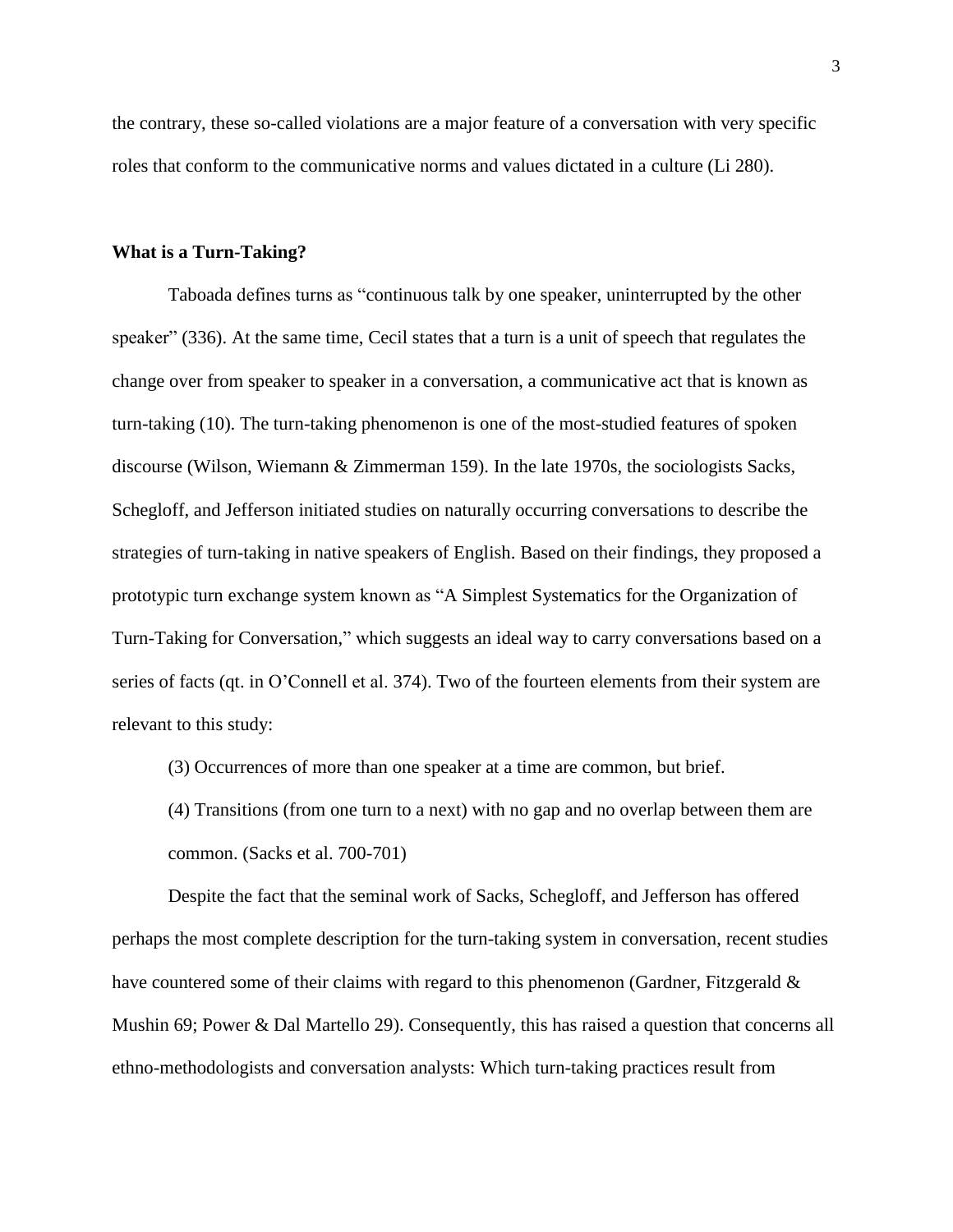the contrary, these so-called violations are a major feature of a conversation with very specific roles that conform to the communicative norms and values dictated in a culture (Li 280).

## What is a Turn-Taking?

Taboada defines turns as "continuous talk by one speaker, uninterrupted by the other speaker" (336). At the same time, Cecil states that a turn is a unit of speech that regulates the change over from speaker to speaker in a conversation, a communicative act that is known as turn-taking (10). The turn-taking phenomenon is one of the most-studied features of spoken discourse (Wilson, Wiemann & Zimmerman 159). In the late 1970s, the sociologists Sacks, Schegloff, and Jefferson initiated studies on naturally occurring conversations to describe the strategies of turn-taking in native speakers of English. Based on their findings, they proposed a prototypic turn exchange system known as "A Simplest Systematics for the Organization of Turn-Taking for Conversation," which suggests an ideal way to carry conversations based on a series of facts (qt. in O'Connell et al. 374). Two of the fourteen elements from their system are relevant to this study:

> (3) Occurrences of more than one speaker at a time are common, but brief.
>
> (4) Transitions (from one turn to a next) with no gap and no overlap between them are common. (Sacks et al. 700-701)

Despite the fact that the seminal work of Sacks, Schegloff, and Jefferson has offered perhaps the most complete description for the turn-taking system in conversation, recent studies have countered some of their claims with regard to this phenomenon (Gardner, Fitzgerald & Mushin 69; Power & Dal Martello 29). Consequently, this has raised a question that concerns all ethno-methodologists and conversation analysts: Which turn-taking practices result from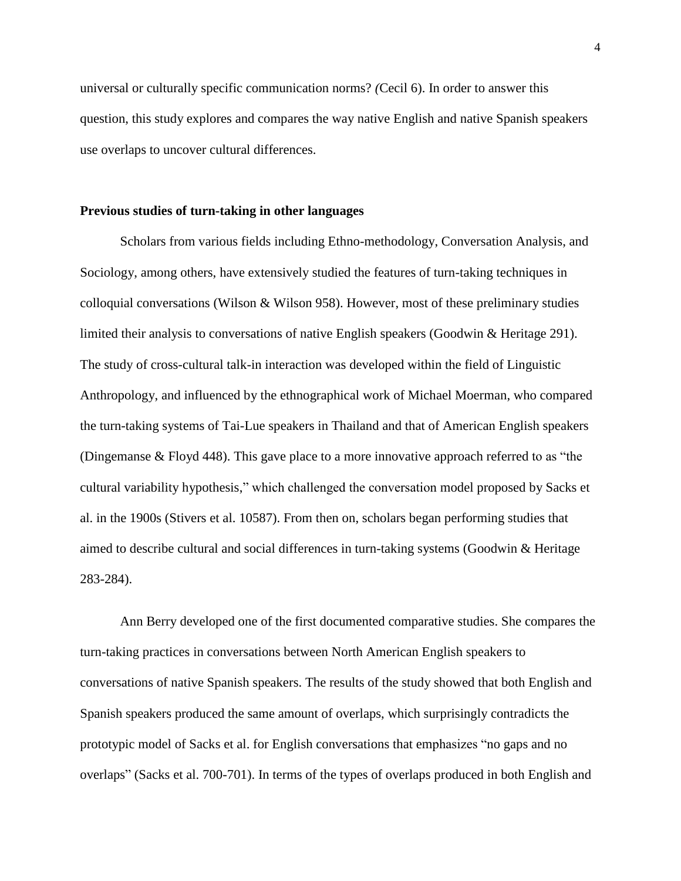universal or culturally specific communication norms? *(*Cecil 6). In order to answer this question, this study explores and compares the way native English and native Spanish speakers use overlaps to uncover cultural differences.

**Previous studies of turn-taking in other languages**

Scholars from various fields including Ethno-methodology, Conversation Analysis, and Sociology, among others, have extensively studied the features of turn-taking techniques in colloquial conversations (Wilson & Wilson 958). However, most of these preliminary studies limited their analysis to conversations of native English speakers (Goodwin & Heritage 291). The study of cross-cultural talk-in interaction was developed within the field of Linguistic Anthropology, and influenced by the ethnographical work of Michael Moerman, who compared the turn-taking systems of Tai-Lue speakers in Thailand and that of American English speakers (Dingemanse & Floyd 448). This gave place to a more innovative approach referred to as "the cultural variability hypothesis," which challenged the conversation model proposed by Sacks et al. in the 1900s (Stivers et al. 10587). From then on, scholars began performing studies that aimed to describe cultural and social differences in turn-taking systems (Goodwin & Heritage 283-284).

Ann Berry developed one of the first documented comparative studies. She compares the turn-taking practices in conversations between North American English speakers to conversations of native Spanish speakers. The results of the study showed that both English and Spanish speakers produced the same amount of overlaps, which surprisingly contradicts the prototypic model of Sacks et al. for English conversations that emphasizes "no gaps and no overlaps" (Sacks et al. 700-701). In terms of the types of overlaps produced in both English and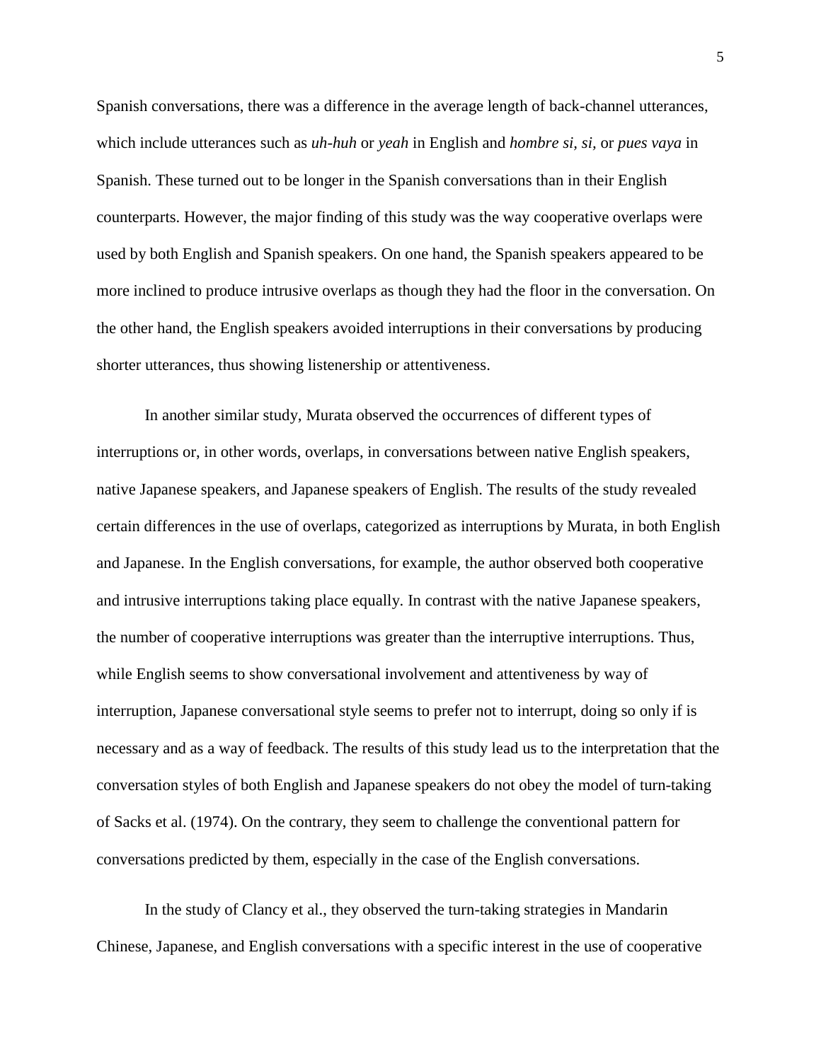Spanish conversations, there was a difference in the average length of back-channel utterances, which include utterances such as *uh-huh* or *yeah* in English and *hombre si*, *si*, or *pues vaya* in Spanish. These turned out to be longer in the Spanish conversations than in their English counterparts. However, the major finding of this study was the way cooperative overlaps were used by both English and Spanish speakers. On one hand, the Spanish speakers appeared to be more inclined to produce intrusive overlaps as though they had the floor in the conversation. On the other hand, the English speakers avoided interruptions in their conversations by producing shorter utterances, thus showing listenership or attentiveness.

In another similar study, Murata observed the occurrences of different types of interruptions or, in other words, overlaps, in conversations between native English speakers, native Japanese speakers, and Japanese speakers of English. The results of the study revealed certain differences in the use of overlaps, categorized as interruptions by Murata, in both English and Japanese. In the English conversations, for example, the author observed both cooperative and intrusive interruptions taking place equally. In contrast with the native Japanese speakers, the number of cooperative interruptions was greater than the interruptive interruptions. Thus, while English seems to show conversational involvement and attentiveness by way of interruption, Japanese conversational style seems to prefer not to interrupt, doing so only if is necessary and as a way of feedback. The results of this study lead us to the interpretation that the conversation styles of both English and Japanese speakers do not obey the model of turn-taking of Sacks et al. (1974). On the contrary, they seem to challenge the conventional pattern for conversations predicted by them, especially in the case of the English conversations.

In the study of Clancy et al., they observed the turn-taking strategies in Mandarin Chinese, Japanese, and English conversations with a specific interest in the use of cooperative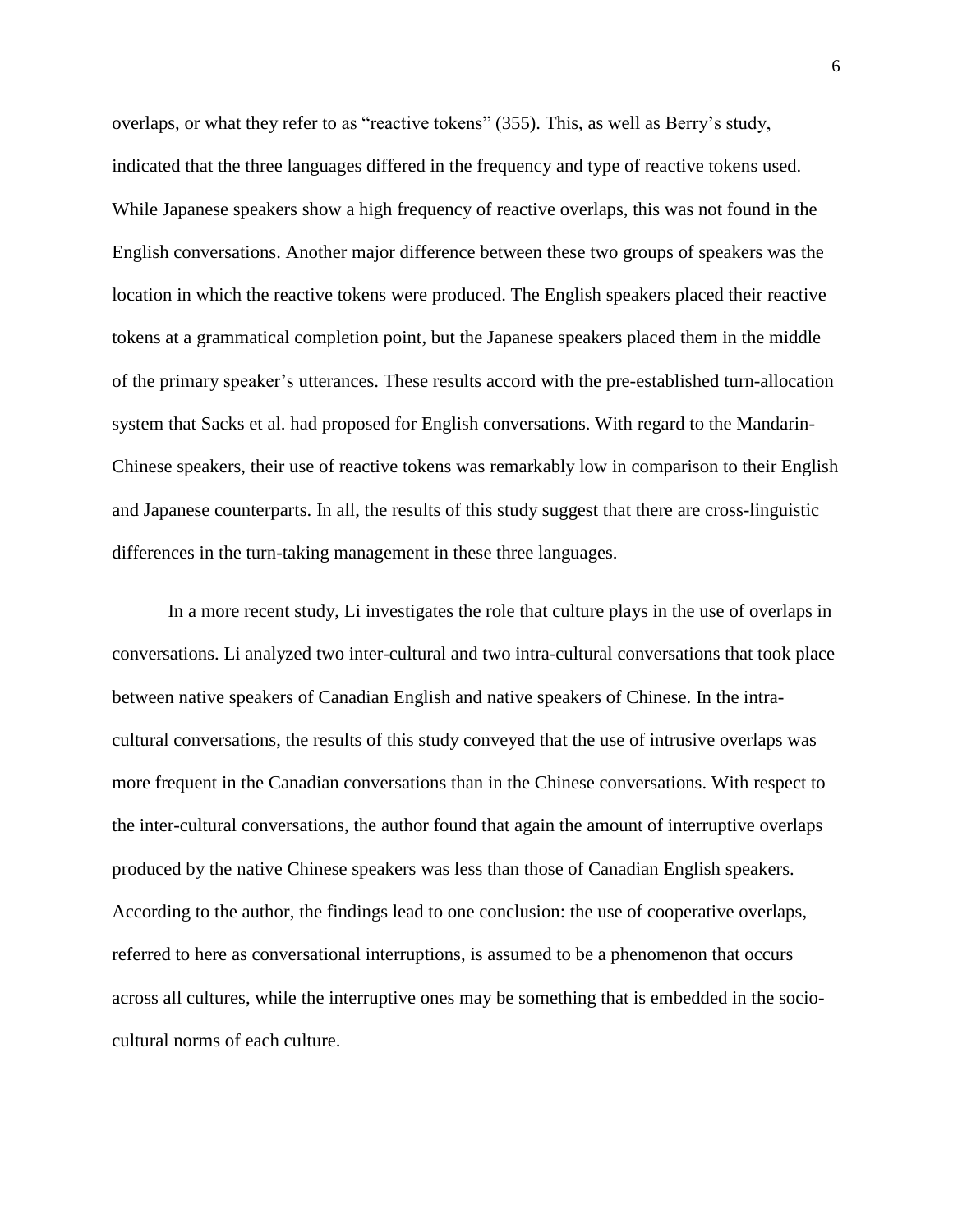overlaps, or what they refer to as "reactive tokens" (355). This, as well as Berry's study, indicated that the three languages differed in the frequency and type of reactive tokens used. While Japanese speakers show a high frequency of reactive overlaps, this was not found in the English conversations. Another major difference between these two groups of speakers was the location in which the reactive tokens were produced. The English speakers placed their reactive tokens at a grammatical completion point, but the Japanese speakers placed them in the middle of the primary speaker's utterances. These results accord with the pre-established turn-allocation system that Sacks et al. had proposed for English conversations. With regard to the Mandarin-Chinese speakers, their use of reactive tokens was remarkably low in comparison to their English and Japanese counterparts. In all, the results of this study suggest that there are cross-linguistic differences in the turn-taking management in these three languages.

In a more recent study, Li investigates the role that culture plays in the use of overlaps in conversations. Li analyzed two inter-cultural and two intra-cultural conversations that took place between native speakers of Canadian English and native speakers of Chinese. In the intra-cultural conversations, the results of this study conveyed that the use of intrusive overlaps was more frequent in the Canadian conversations than in the Chinese conversations. With respect to the inter-cultural conversations, the author found that again the amount of interruptive overlaps produced by the native Chinese speakers was less than those of Canadian English speakers. According to the author, the findings lead to one conclusion: the use of cooperative overlaps, referred to here as conversational interruptions, is assumed to be a phenomenon that occurs across all cultures, while the interruptive ones may be something that is embedded in the socio-cultural norms of each culture.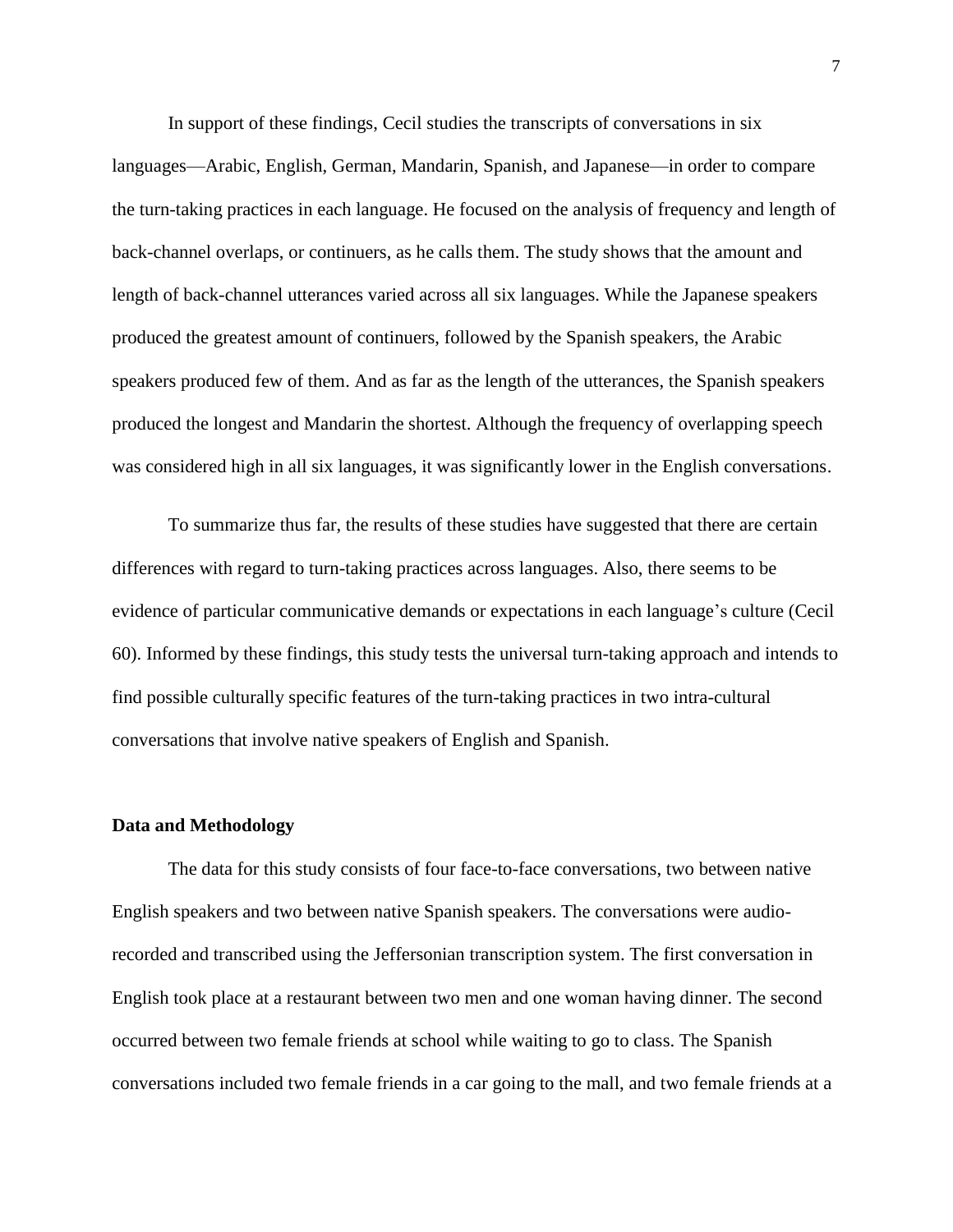In support of these findings, Cecil studies the transcripts of conversations in six languages—Arabic, English, German, Mandarin, Spanish, and Japanese—in order to compare the turn-taking practices in each language. He focused on the analysis of frequency and length of back-channel overlaps, or continuers, as he calls them. The study shows that the amount and length of back-channel utterances varied across all six languages. While the Japanese speakers produced the greatest amount of continuers, followed by the Spanish speakers, the Arabic speakers produced few of them. And as far as the length of the utterances, the Spanish speakers produced the longest and Mandarin the shortest. Although the frequency of overlapping speech was considered high in all six languages, it was significantly lower in the English conversations.

To summarize thus far, the results of these studies have suggested that there are certain differences with regard to turn-taking practices across languages. Also, there seems to be evidence of particular communicative demands or expectations in each language's culture (Cecil 60). Informed by these findings, this study tests the universal turn-taking approach and intends to find possible culturally specific features of the turn-taking practices in two intra-cultural conversations that involve native speakers of English and Spanish.

## Data and Methodology

The data for this study consists of four face-to-face conversations, two between native English speakers and two between native Spanish speakers. The conversations were audio-recorded and transcribed using the Jeffersonian transcription system. The first conversation in English took place at a restaurant between two men and one woman having dinner. The second occurred between two female friends at school while waiting to go to class. The Spanish conversations included two female friends in a car going to the mall, and two female friends at a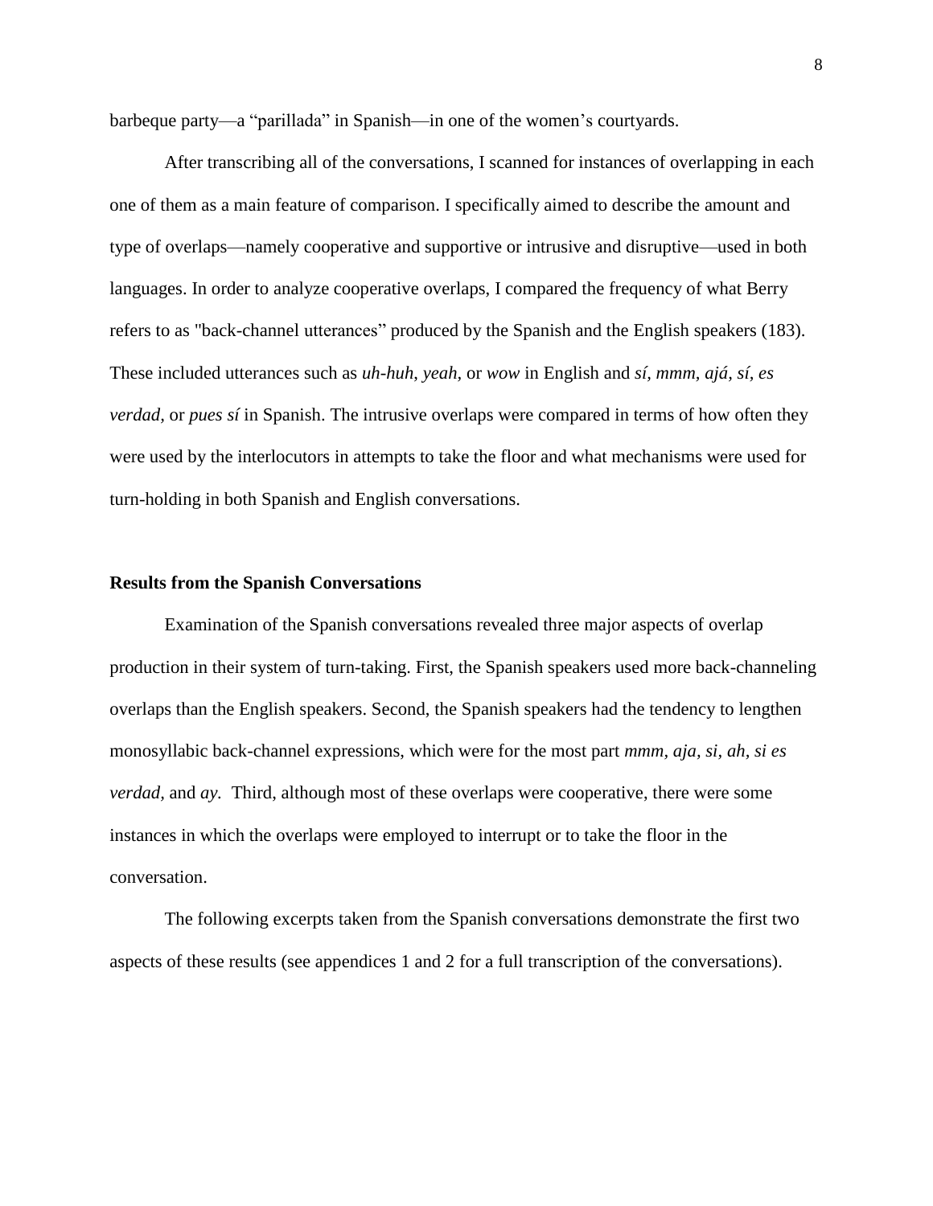barbeque party—a "parillada" in Spanish—in one of the women's courtyards.

After transcribing all of the conversations, I scanned for instances of overlapping in each one of them as a main feature of comparison. I specifically aimed to describe the amount and type of overlaps—namely cooperative and supportive or intrusive and disruptive—used in both languages. In order to analyze cooperative overlaps, I compared the frequency of what Berry refers to as "back-channel utterances" produced by the Spanish and the English speakers (183). These included utterances such as *uh-huh*, *yeah*, or *wow* in English and *sí, mmm, ajá, sí, es verdad,* or *pues sí* in Spanish. The intrusive overlaps were compared in terms of how often they were used by the interlocutors in attempts to take the floor and what mechanisms were used for turn-holding in both Spanish and English conversations.

**Results from the Spanish Conversations**

Examination of the Spanish conversations revealed three major aspects of overlap production in their system of turn-taking. First, the Spanish speakers used more back-channeling overlaps than the English speakers. Second, the Spanish speakers had the tendency to lengthen monosyllabic back-channel expressions, which were for the most part *mmm, aja, si, ah, si es verdad,* and *ay.* Third, although most of these overlaps were cooperative, there were some instances in which the overlaps were employed to interrupt or to take the floor in the conversation.

The following excerpts taken from the Spanish conversations demonstrate the first two aspects of these results (see appendices 1 and 2 for a full transcription of the conversations).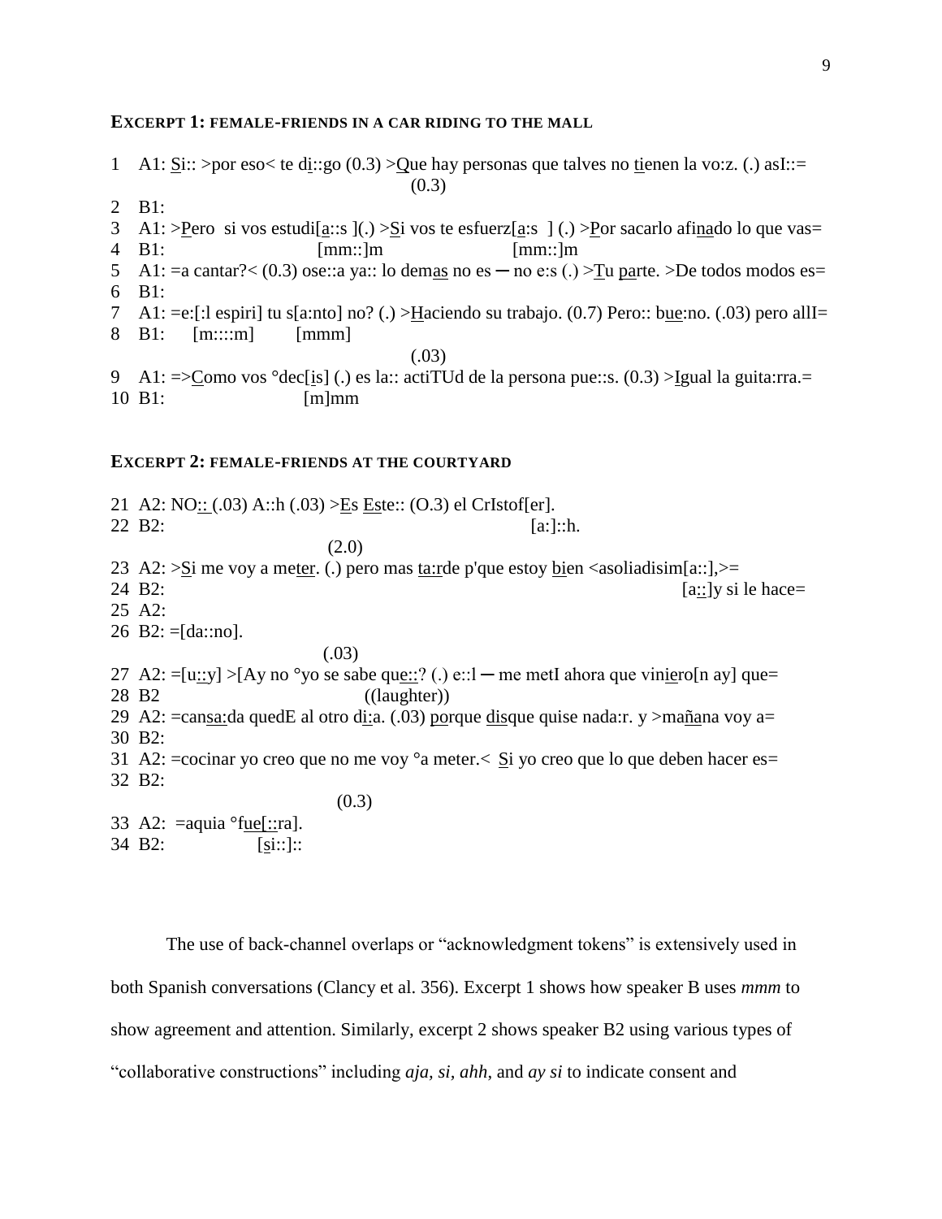**EXCERPT 1: FEMALE-FRIENDS IN A CAR RIDING TO THE MALL**

```
1   A1: Si:: >por eso< te di::go (0.3) >Que hay personas que talves no tienen la vo:z. (.) asI::=
                                                    (0.3)
2   B1:
3   A1: >Pero  si vos estudi[a::s ](.) >Si vos te esfuerz[a:s  ] (.) >Por sacarlo afinado lo que vas=
4   B1:                     [mm::]m                      [mm::]m
5   A1: =a cantar?< (0.3) ose::a ya:: lo demas no es ─ no e:s (.) >Tu parte. >De todos modos es=
6   B1:
7   A1: =e:[:l espiri] tu s[a:nto] no? (.) >Haciendo su trabajo. (0.7) Pero:: bue:no. (.03) pero allI=
8   B1:    [m::::m]        [mmm]
                                                    (.03)
9   A1: =>Como vos °dec[is] (.) es la:: actiTUd de la persona pue::s. (0.3) >Igual la guita:rra.=
10  B1:                [m]mm
```

**EXCERPT 2: FEMALE-FRIENDS AT THE COURTYARD**

```
21  A2: NO:: (.03) A::h (.03) >Es Este:: (O.3) el CrIstof[er].
22  B2:                                                  [a:]::h.
                                  (2.0)
23  A2: >Si me voy a meter. (.) pero mas ta:rde p'que estoy bien <asoliadisim[a::],>=
24  B2:                                                                      [a::]y si le hace=
25  A2:
26  B2: =[da::no].
                                  (.03)
27  A2: =[u::y] >[Ay no °yo se sabe que::? (.) e::l ─ me metI ahora que viniero[n ay] que=
28  B2                              ((laughter))
29  A2: =cansa:da quedE al otro di:a. (.03) porque disque quise nada:r. y >mañana voy a=
30  B2:
31  A2: =cocinar yo creo que no me voy °a meter.<  Si yo creo que lo que deben hacer es=
32  B2:
                                   (0.3)
33  A2:  =aquia °fue[::ra].
34  B2:             [si::]::
```

The use of back-channel overlaps or "acknowledgment tokens" is extensively used in both Spanish conversations (Clancy et al. 356). Excerpt 1 shows how speaker B uses *mmm* to show agreement and attention. Similarly, excerpt 2 shows speaker B2 using various types of "collaborative constructions" including *aja*, *si*, *ahh*, and *ay si* to indicate consent and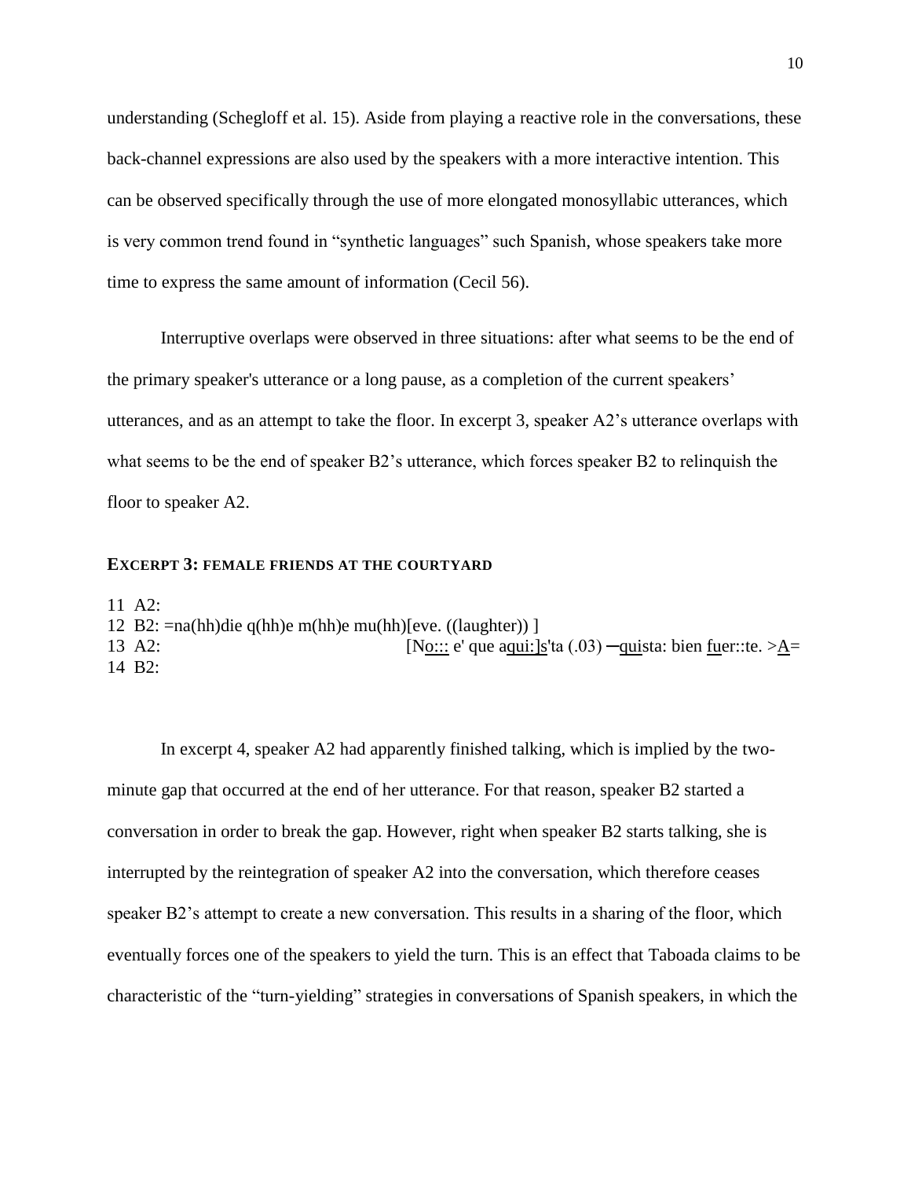understanding (Schegloff et al. 15). Aside from playing a reactive role in the conversations, these back-channel expressions are also used by the speakers with a more interactive intention. This can be observed specifically through the use of more elongated monosyllabic utterances, which is very common trend found in "synthetic languages" such Spanish, whose speakers take more time to express the same amount of information (Cecil 56).

Interruptive overlaps were observed in three situations: after what seems to be the end of the primary speaker's utterance or a long pause, as a completion of the current speakers' utterances, and as an attempt to take the floor. In excerpt 3, speaker A2's utterance overlaps with what seems to be the end of speaker B2's utterance, which forces speaker B2 to relinquish the floor to speaker A2.

#### EXCERPT 3: FEMALE FRIENDS AT THE COURTYARD

```
11  A2:
12  B2: =na(hh)die q(hh)e m(hh)e mu(hh)[eve. ((laughter)) ]
13  A2:                                [No::: e' que aqui:]s'ta (.03) ─quista: bien fuer::te. >A=
14  B2:
```

In excerpt 4, speaker A2 had apparently finished talking, which is implied by the two-minute gap that occurred at the end of her utterance. For that reason, speaker B2 started a conversation in order to break the gap. However, right when speaker B2 starts talking, she is interrupted by the reintegration of speaker A2 into the conversation, which therefore ceases speaker B2's attempt to create a new conversation. This results in a sharing of the floor, which eventually forces one of the speakers to yield the turn. This is an effect that Taboada claims to be characteristic of the "turn-yielding" strategies in conversations of Spanish speakers, in which the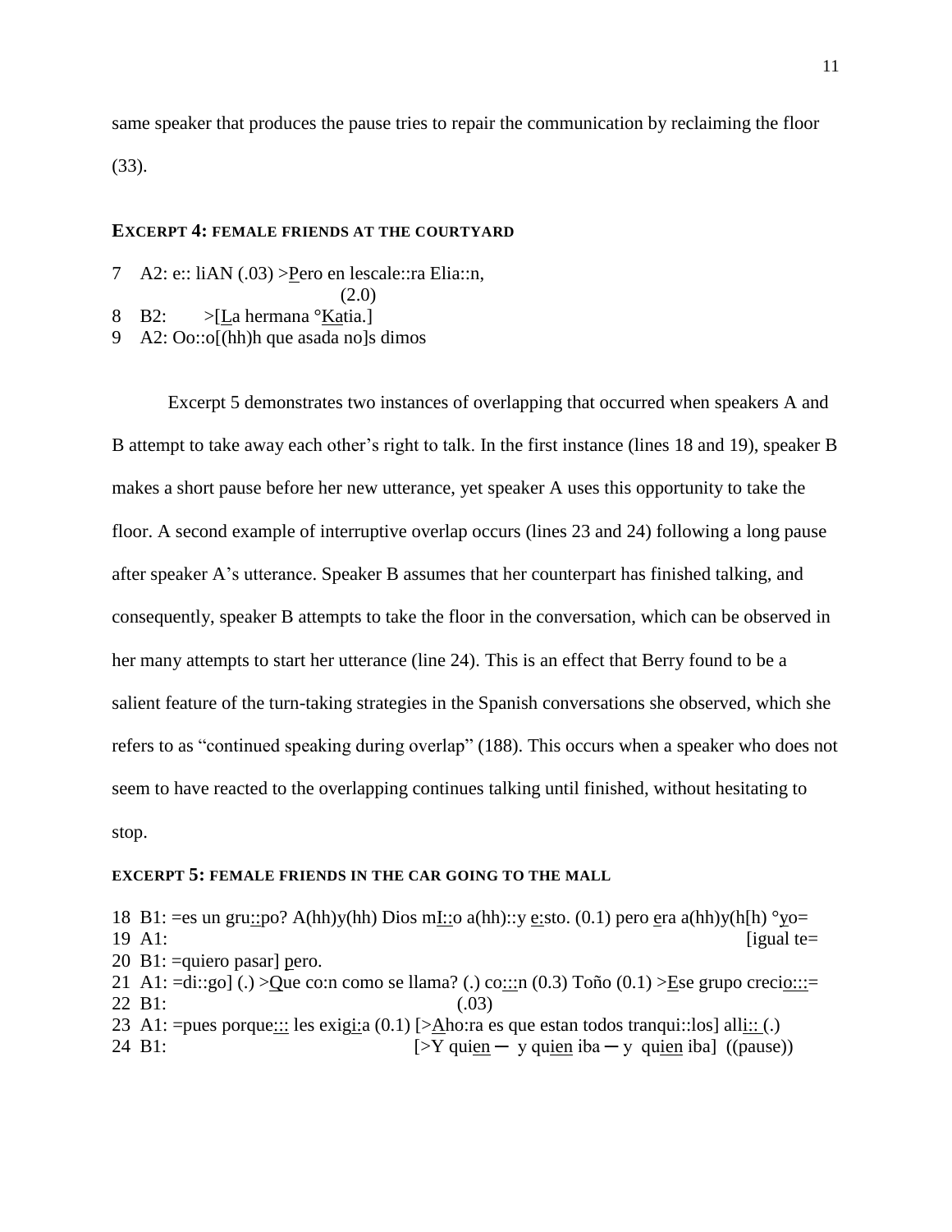same speaker that produces the pause tries to repair the communication by reclaiming the floor (33).

#### **EXCERPT 4: FEMALE FRIENDS AT THE COURTYARD**

```
7   A2: e:: liAN (.03) >Pero en lescale::ra Elia::n,
                                (2.0)
8   B2:      >[La hermana °Katia.]
9   A2: Oo::o[(hh)h que asada no]s dimos
```

Excerpt 5 demonstrates two instances of overlapping that occurred when speakers A and B attempt to take away each other's right to talk. In the first instance (lines 18 and 19), speaker B makes a short pause before her new utterance, yet speaker A uses this opportunity to take the floor. A second example of interruptive overlap occurs (lines 23 and 24) following a long pause after speaker A's utterance. Speaker B assumes that her counterpart has finished talking, and consequently, speaker B attempts to take the floor in the conversation, which can be observed in her many attempts to start her utterance (line 24). This is an effect that Berry found to be a salient feature of the turn-taking strategies in the Spanish conversations she observed, which she refers to as "continued speaking during overlap" (188). This occurs when a speaker who does not seem to have reacted to the overlapping continues talking until finished, without hesitating to stop.

#### **EXCERPT 5: FEMALE FRIENDS IN THE CAR GOING TO THE MALL**

```
18  B1: =es un gru::po? A(hh)y(hh) Dios mI::o a(hh)::y e:sto. (0.1) pero era a(hh)y(h[h) °yo=
19  A1:                                                                              [igual te=
20  B1: =quiero pasar] pero.
21  A1: =di::go] (.) >Que co:n como se llama? (.) co:::n (0.3) Toño (0.1) >Ese grupo crecio:::=
22  B1:                                    (.03)
23  A1: =pues porque::: les exigi:a (0.1) [>Aho:ra es que estan todos tranqui::los] alli:: (.)
24  B1:                                   [>Y quien ─ y quien iba ─ y quien iba]  ((pause))
```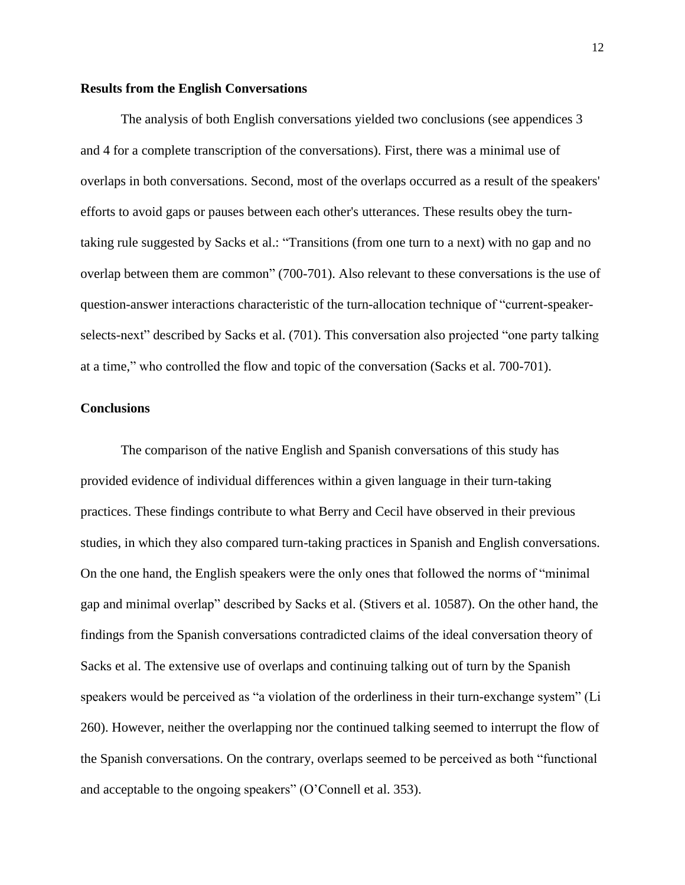**Results from the English Conversations**

The analysis of both English conversations yielded two conclusions (see appendices 3 and 4 for a complete transcription of the conversations). First, there was a minimal use of overlaps in both conversations. Second, most of the overlaps occurred as a result of the speakers' efforts to avoid gaps or pauses between each other's utterances. These results obey the turn-taking rule suggested by Sacks et al.: "Transitions (from one turn to a next) with no gap and no overlap between them are common" (700-701). Also relevant to these conversations is the use of question-answer interactions characteristic of the turn-allocation technique of "current-speaker-selects-next" described by Sacks et al. (701). This conversation also projected "one party talking at a time," who controlled the flow and topic of the conversation (Sacks et al. 700-701).

**Conclusions**

The comparison of the native English and Spanish conversations of this study has provided evidence of individual differences within a given language in their turn-taking practices. These findings contribute to what Berry and Cecil have observed in their previous studies, in which they also compared turn-taking practices in Spanish and English conversations. On the one hand, the English speakers were the only ones that followed the norms of "minimal gap and minimal overlap" described by Sacks et al. (Stivers et al. 10587). On the other hand, the findings from the Spanish conversations contradicted claims of the ideal conversation theory of Sacks et al. The extensive use of overlaps and continuing talking out of turn by the Spanish speakers would be perceived as "a violation of the orderliness in their turn-exchange system" (Li 260). However, neither the overlapping nor the continued talking seemed to interrupt the flow of the Spanish conversations. On the contrary, overlaps seemed to be perceived as both "functional and acceptable to the ongoing speakers" (O'Connell et al. 353).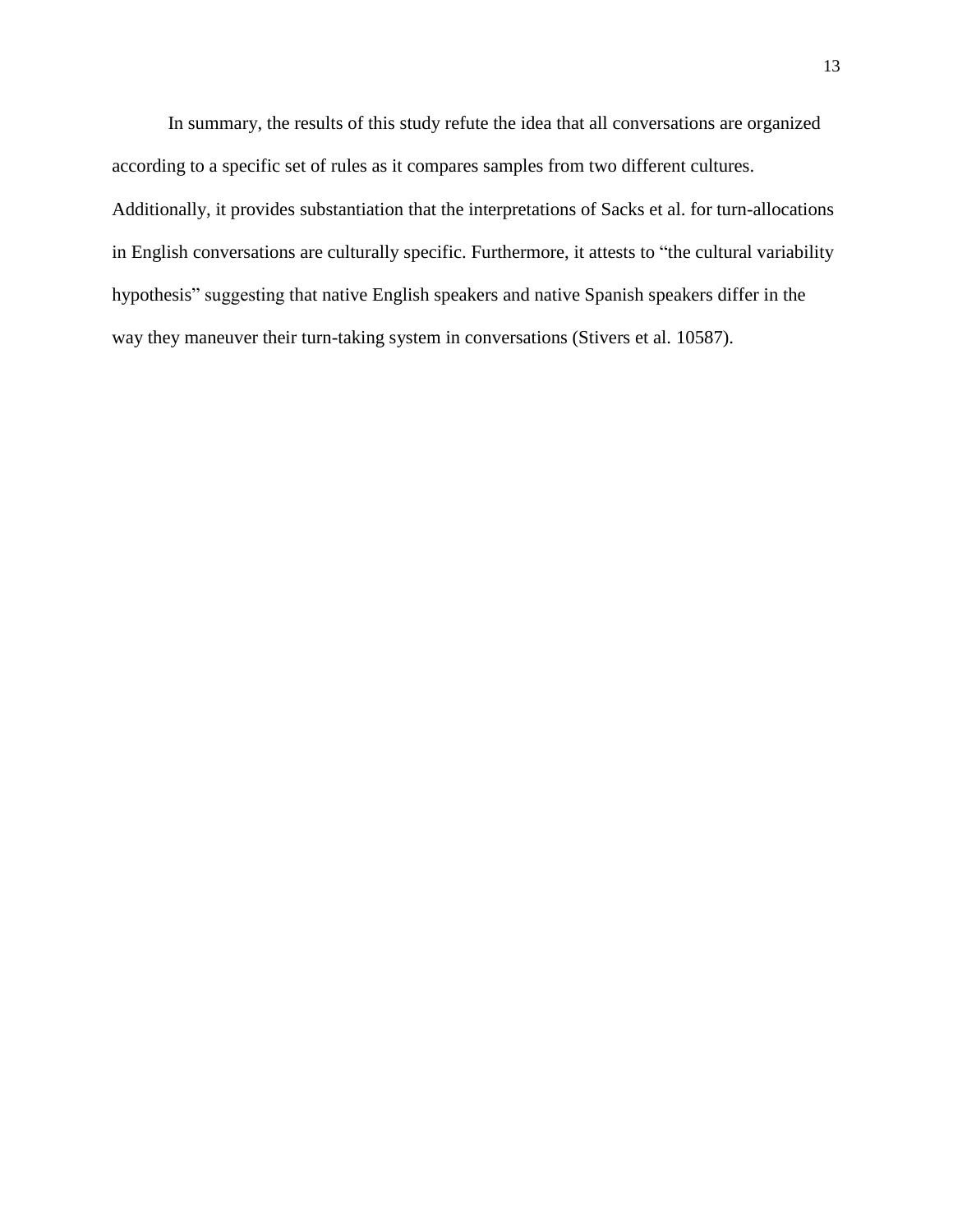In summary, the results of this study refute the idea that all conversations are organized according to a specific set of rules as it compares samples from two different cultures. Additionally, it provides substantiation that the interpretations of Sacks et al. for turn-allocations in English conversations are culturally specific. Furthermore, it attests to "the cultural variability hypothesis" suggesting that native English speakers and native Spanish speakers differ in the way they maneuver their turn-taking system in conversations (Stivers et al. 10587).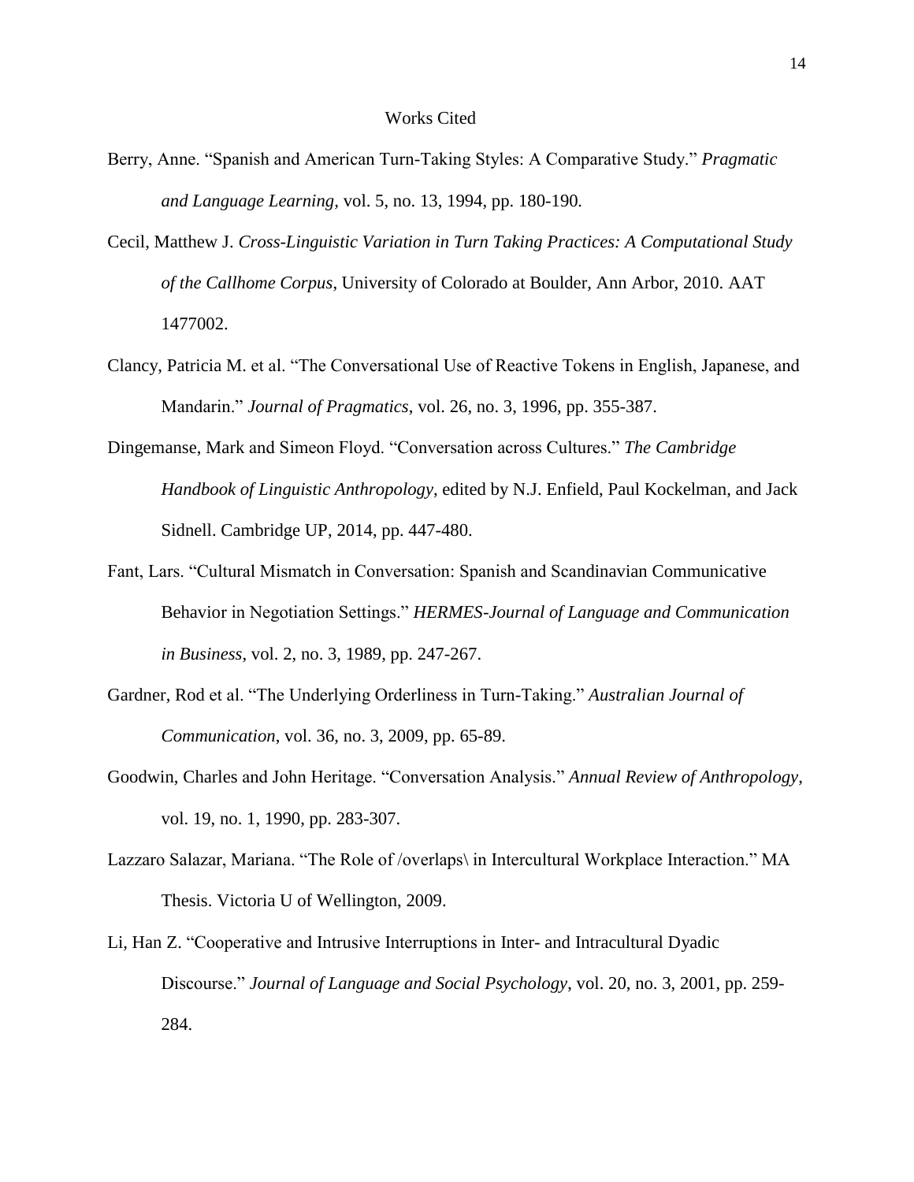# Works Cited

Berry, Anne. "Spanish and American Turn-Taking Styles: A Comparative Study." *Pragmatic and Language Learning,* vol. 5, no. 13, 1994, pp. 180-190.

Cecil, Matthew J. *Cross-Linguistic Variation in Turn Taking Practices: A Computational Study of the Callhome Corpus*, University of Colorado at Boulder, Ann Arbor, 2010. AAT 1477002.

Clancy, Patricia M. et al. "The Conversational Use of Reactive Tokens in English, Japanese, and Mandarin." *Journal of Pragmatics*, vol. 26, no. 3, 1996, pp. 355-387.

Dingemanse, Mark and Simeon Floyd. "Conversation across Cultures." *The Cambridge Handbook of Linguistic Anthropology*, edited by N.J. Enfield, Paul Kockelman, and Jack Sidnell. Cambridge UP, 2014, pp. 447-480.

Fant, Lars. "Cultural Mismatch in Conversation: Spanish and Scandinavian Communicative Behavior in Negotiation Settings." *HERMES-Journal of Language and Communication in Business*, vol. 2, no. 3, 1989, pp. 247-267.

Gardner, Rod et al. "The Underlying Orderliness in Turn-Taking." *Australian Journal of Communication*, vol. 36, no. 3, 2009, pp. 65-89.

Goodwin, Charles and John Heritage. "Conversation Analysis." *Annual Review of Anthropology*, vol. 19, no. 1, 1990, pp. 283-307.

Lazzaro Salazar, Mariana. "The Role of /overlaps\ in Intercultural Workplace Interaction." MA Thesis. Victoria U of Wellington, 2009.

Li, Han Z. "Cooperative and Intrusive Interruptions in Inter- and Intracultural Dyadic Discourse." *Journal of Language and Social Psychology*, vol. 20, no. 3, 2001, pp. 259-284.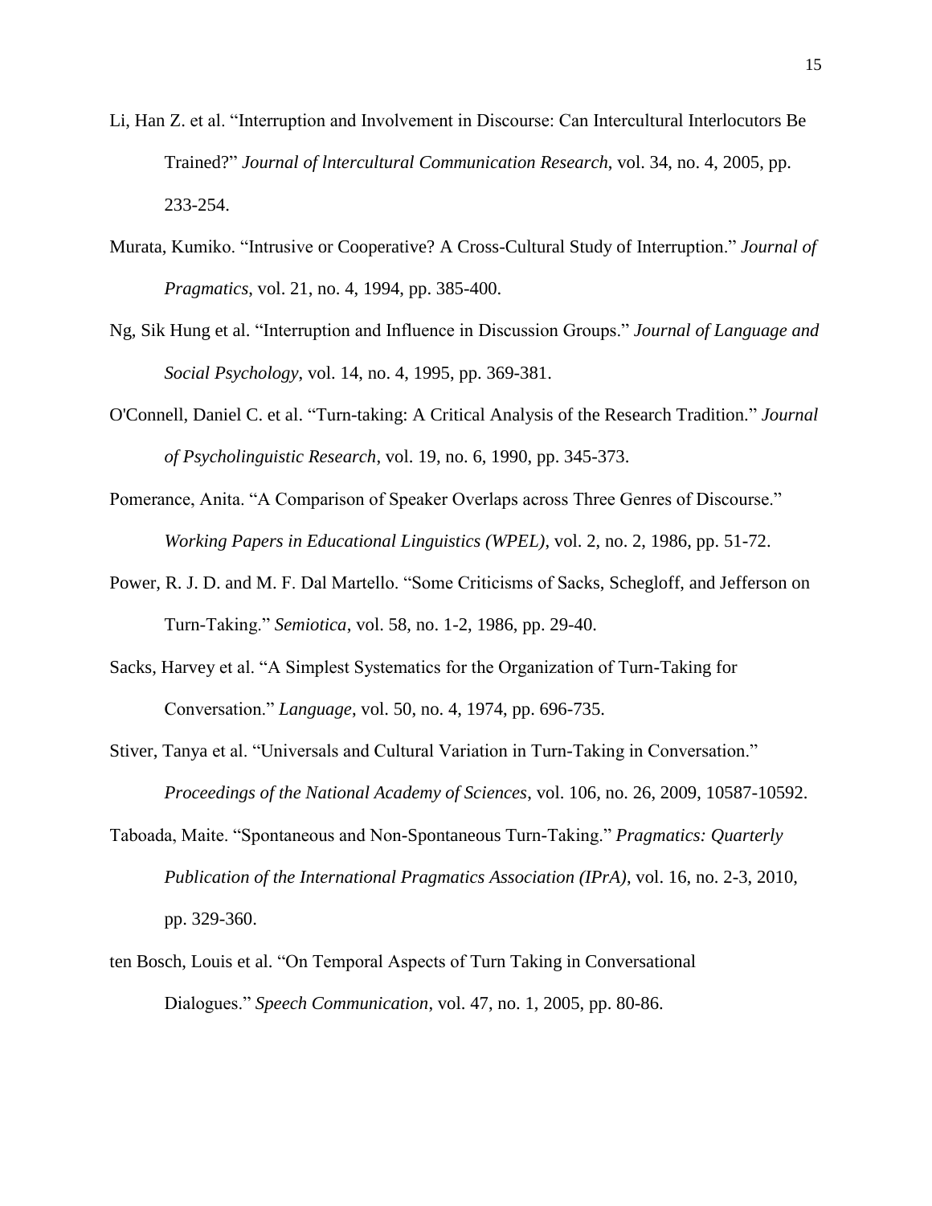Li, Han Z. et al. "Interruption and Involvement in Discourse: Can Intercultural Interlocutors Be Trained?" *Journal of lntercultural Communication Research*, vol. 34, no. 4, 2005, pp. 233-254.

Murata, Kumiko. "Intrusive or Cooperative? A Cross-Cultural Study of Interruption." *Journal of Pragmatics*, vol. 21, no. 4, 1994, pp. 385-400.

Ng, Sik Hung et al. "Interruption and Influence in Discussion Groups." *Journal of Language and Social Psychology*, vol. 14, no. 4, 1995, pp. 369-381.

O'Connell, Daniel C. et al. "Turn-taking: A Critical Analysis of the Research Tradition." *Journal of Psycholinguistic Research*, vol. 19, no. 6, 1990, pp. 345-373.

Pomerance, Anita. "A Comparison of Speaker Overlaps across Three Genres of Discourse." *Working Papers in Educational Linguistics (WPEL)*, vol. 2, no. 2, 1986, pp. 51-72.

Power, R. J. D. and M. F. Dal Martello. "Some Criticisms of Sacks, Schegloff, and Jefferson on Turn-Taking." *Semiotica*, vol. 58, no. 1-2, 1986, pp. 29-40.

Sacks, Harvey et al. "A Simplest Systematics for the Organization of Turn-Taking for Conversation." *Language*, vol. 50, no. 4, 1974, pp. 696-735.

Stiver, Tanya et al. "Universals and Cultural Variation in Turn-Taking in Conversation." *Proceedings of the National Academy of Sciences*, vol. 106, no. 26, 2009, 10587-10592.

Taboada, Maite. "Spontaneous and Non-Spontaneous Turn-Taking." *Pragmatics: Quarterly Publication of the International Pragmatics Association (IPrA)*, vol. 16, no. 2-3, 2010, pp. 329-360.

ten Bosch, Louis et al. "On Temporal Aspects of Turn Taking in Conversational Dialogues." *Speech Communication*, vol. 47, no. 1, 2005, pp. 80-86.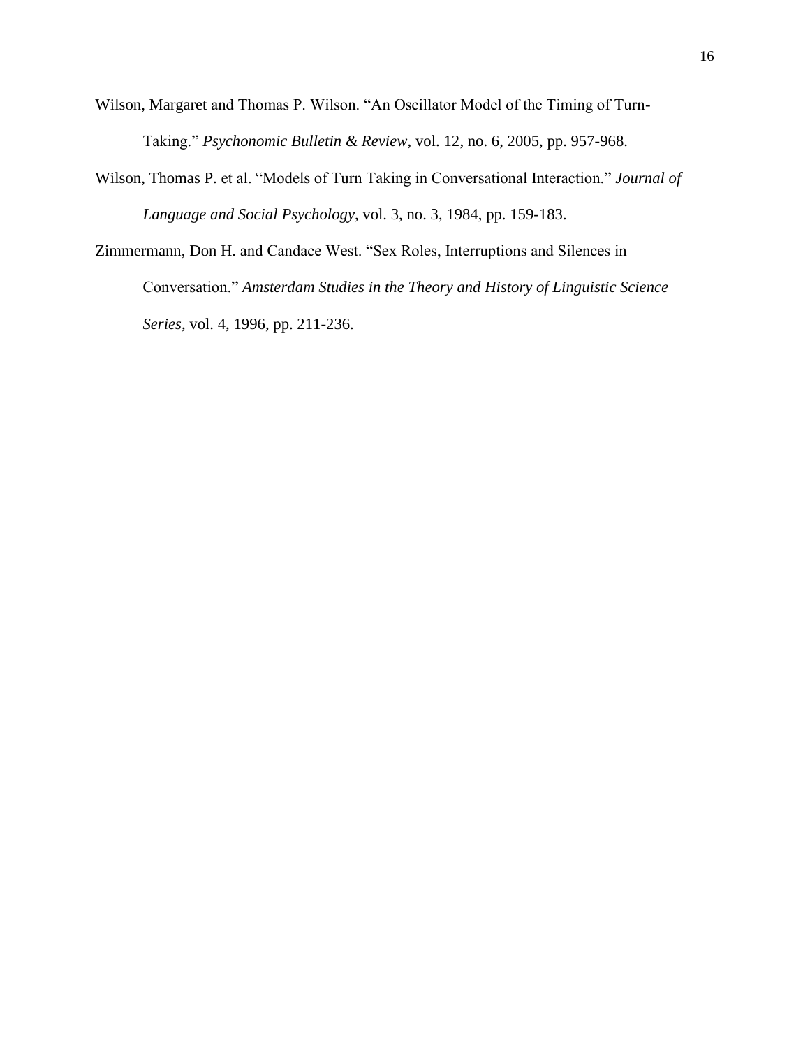Wilson, Margaret and Thomas P. Wilson. "An Oscillator Model of the Timing of Turn-Taking." *Psychonomic Bulletin & Review*, vol. 12, no. 6, 2005, pp. 957-968.

Wilson, Thomas P. et al. "Models of Turn Taking in Conversational Interaction." *Journal of Language and Social Psychology*, vol. 3, no. 3, 1984, pp. 159-183.

Zimmermann, Don H. and Candace West. "Sex Roles, Interruptions and Silences in Conversation." *Amsterdam Studies in the Theory and History of Linguistic Science Series*, vol. 4, 1996, pp. 211-236.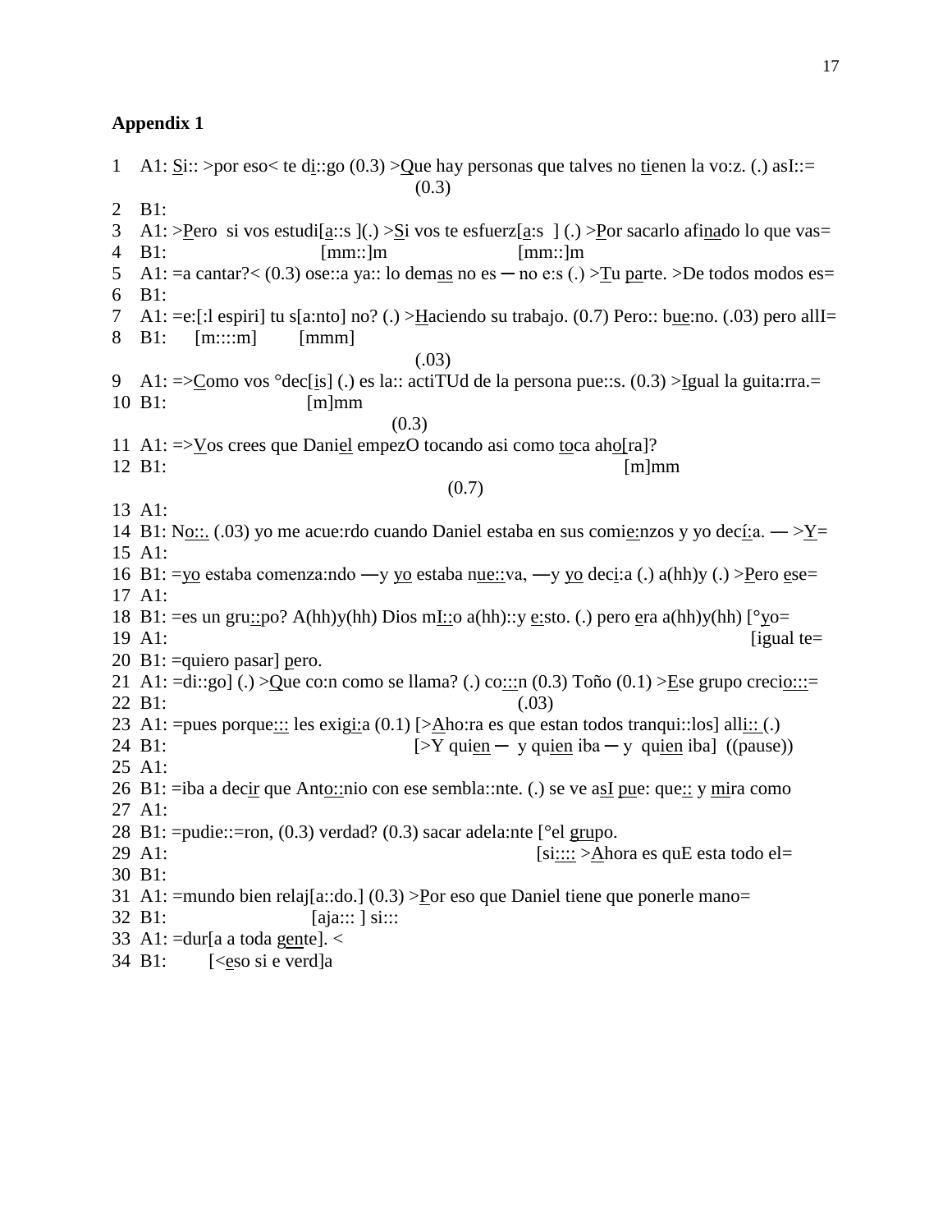## Appendix 1

```
1   A1: Si:: >por eso< te di::go (0.3) >Que hay personas que talves no tienen la vo:z. (.) asI::=
                                          (0.3)
2   B1:
3   A1: >Pero  si vos estudi[a::s ](.) >Si vos te esfuerz[a:s  ] (.) >Por sacarlo afinado lo que vas=
4   B1:                     [mm::]m                      [mm::]m
5   A1: =a cantar?< (0.3) ose::a ya:: lo demas no es ─ no e:s (.) >Tu parte. >De todos modos es=
6   B1:
7   A1: =e:[:l espiri] tu s[a:nto] no? (.) >Haciendo su trabajo. (0.7) Pero:: bue:no. (.03) pero allI=
8   B1:     [m::::m]        [mmm]
                                          (.03)
9   A1: =>Como vos °dec[is] (.) es la:: actiTUd de la persona pue::s. (0.3) >Igual la guita:rra.=
10  B1:                [m]mm
                                      (0.3)
11  A1: =>Vos crees que Daniel empezO tocando asi como toca aho[ra]?
12  B1:                                                        [m]mm
                                             (0.7)
13  A1:
14  B1: No::. (.03) yo me acue:rdo cuando Daniel estaba en sus comie:nzos y yo decí:a. ─ >Y=
15  A1:
16  B1: =yo estaba comenza:ndo ─y yo estaba nue::va, ─y yo deci:a (.) a(hh)y (.) >Pero ese=
17  A1:
18  B1: =es un gru::po? A(hh)y(hh) Dios mI::o a(hh)::y e:sto. (.) pero era a(hh)y(hh) [°yo=
19  A1:                                                                                [igual te=
20  B1: =quiero pasar] pero.
21  A1: =di::go] (.) >Que co:n como se llama? (.) co:::n (0.3) Toño (0.1) >Ese grupo crecio:::=
22  B1:                                                 (.03)
23  A1: =pues porque::: les exigi:a (0.1) [>Aho:ra es que estan todos tranqui::los] alli:: (.)
24  B1:                                   [>Y quien ─  y quien iba ─ y  quien iba]  ((pause))
25  A1:
26  B1: =iba a decir que Anto::nio con ese sembla::nte. (.) se ve asI pue: que:: y mira como
27  A1:
28  B1: =pudie::=ron, (0.3) verdad? (0.3) sacar adela:nte [°el grupo.
29  A1:                                                   [si:::: >Ahora es quE esta todo el=
30  B1:
31  A1: =mundo bien relaj[a::do.] (0.3) >Por eso que Daniel tiene que ponerle mano=
32  B1:                  [aja::: ] si:::
33  A1: =dur[a a toda gente]. <
34  B1:     [<eso si e verd]a
```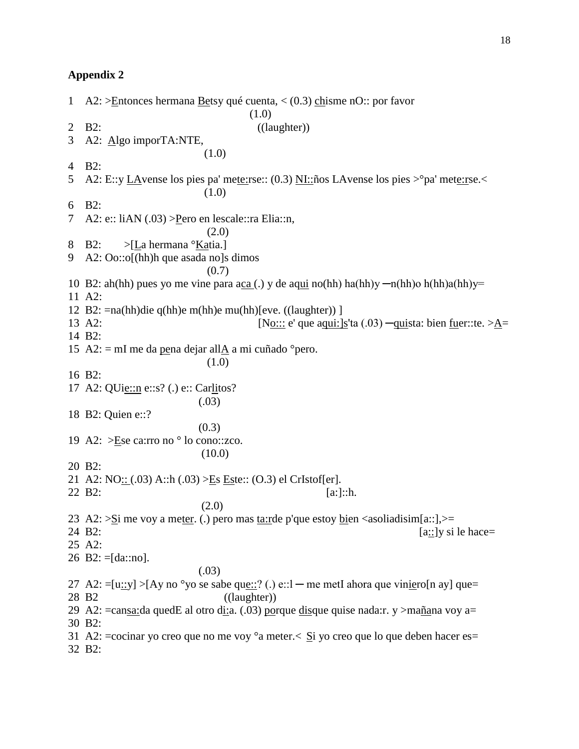## Appendix 2

```
1   A2: >Entonces hermana Betsy qué cuenta, < (0.3) chisme nO:: por favor
                                        (1.0)
2   B2:                                   ((laughter))
3   A2:  Algo imporTA:NTE,
                              (1.0)
4   B2:
5   A2: E::y LAvense los pies pa' mete:rse:: (0.3) NI::ños LAvense los pies >°pa' mete:rse.<
                              (1.0)
6   B2:
7   A2: e:: liAN (.03) >Pero en lescale::ra Elia::n,
                               (2.0)
8   B2:       >[La hermana °Katia.]
9   A2: Oo::o[(hh)h que asada no]s dimos
                               (0.7)
10  B2: ah(hh) pues yo me vine para aca (.) y de aqui no(hh) ha(hh)y ─n(hh)o h(hh)a(hh)y=
11  A2:
12  B2: =na(hh)die q(hh)e m(hh)e mu(hh)[eve. ((laughter)) ]
13  A2:                                 [No::: e' que aqui:]s'ta (.03) ─quista: bien fuer::te. >A=
14  B2:
15  A2: = mI me da pena dejar allA a mi cuñado °pero.
                               (1.0)
16  B2:
17  A2: QUie::n e::s? (.) e:: Carlitos?
                             (.03)
18  B2: Quien e::?
                             (0.3)
19  A2:  >Ese ca:rro no ° lo cono::zco.
                              (10.0)
20  B2:
21  A2: NO:: (.03) A::h (.03) >Es Este:: (O.3) el CrIstof[er].
22  B2:                                                   [a:]::h.
                              (2.0)
23  A2: >Si me voy a meter. (.) pero mas ta:rde p'que estoy bien <asoliadisim[a::],>=
24  B2:                                                                      [a::]y si le hace=
25  A2:
26  B2: =[da::no].
                             (.03)
27  A2: =[u::y] >[Ay no °yo se sabe que::? (.) e::l ─ me metI ahora que viniero[n ay] que=
28  B2                              ((laughter))
29  A2: =cansa:da quedE al otro di:a. (.03) porque disque quise nada:r. y >mañana voy a=
30  B2:
31  A2: =cocinar yo creo que no me voy °a meter.<  Si yo creo que lo que deben hacer es=
32  B2:
```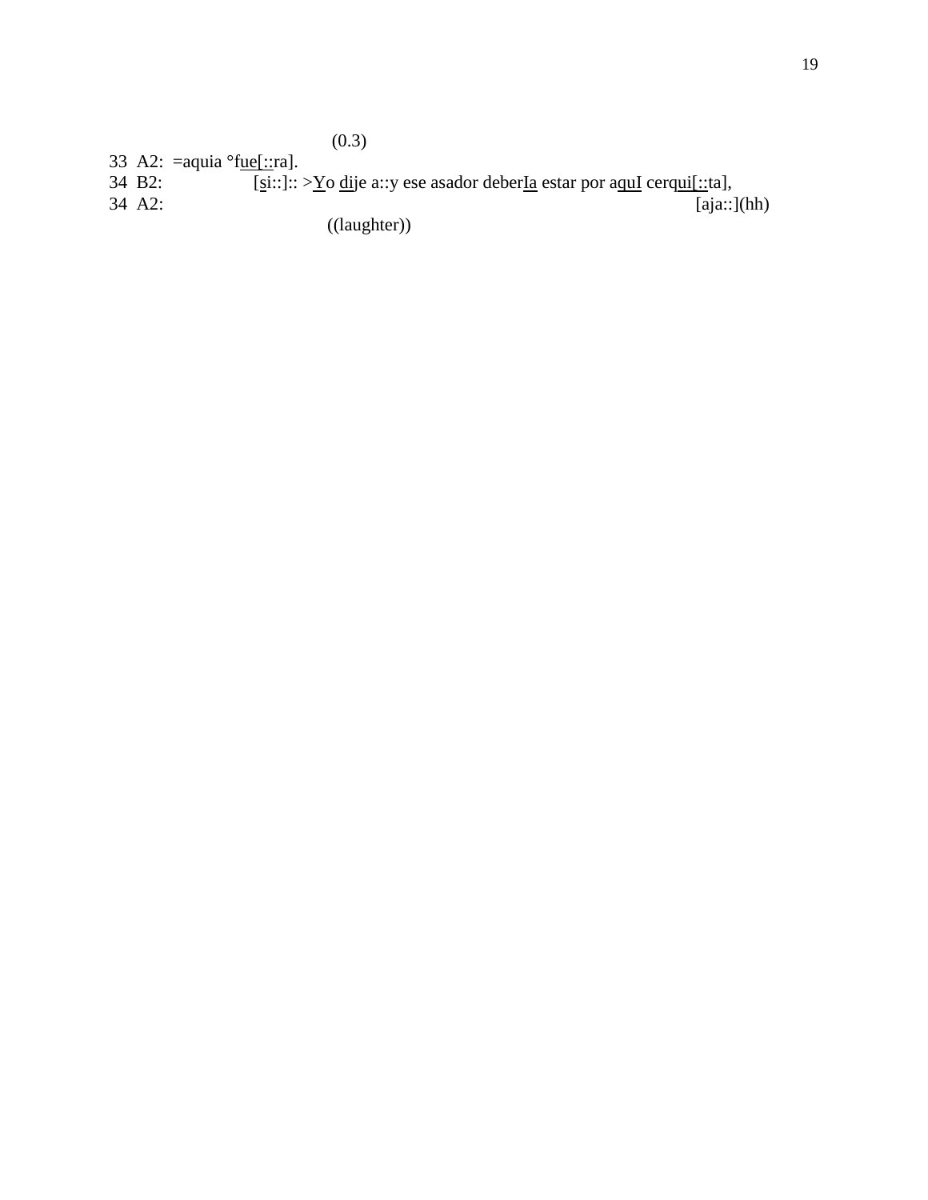(0.3)

33 A2: =aquia °f<u>ue</u>[<u>::</u>ra].

34 B2: [<u>s</u>i::]:: ><u>Y</u>o <u>di</u>je a::y ese asador deber<u>Ia</u> estar por a<u>quI</u> cerq<u>ui</u>[<u>::</u>ta],

34 A2: [aja::](hh)

((laughter))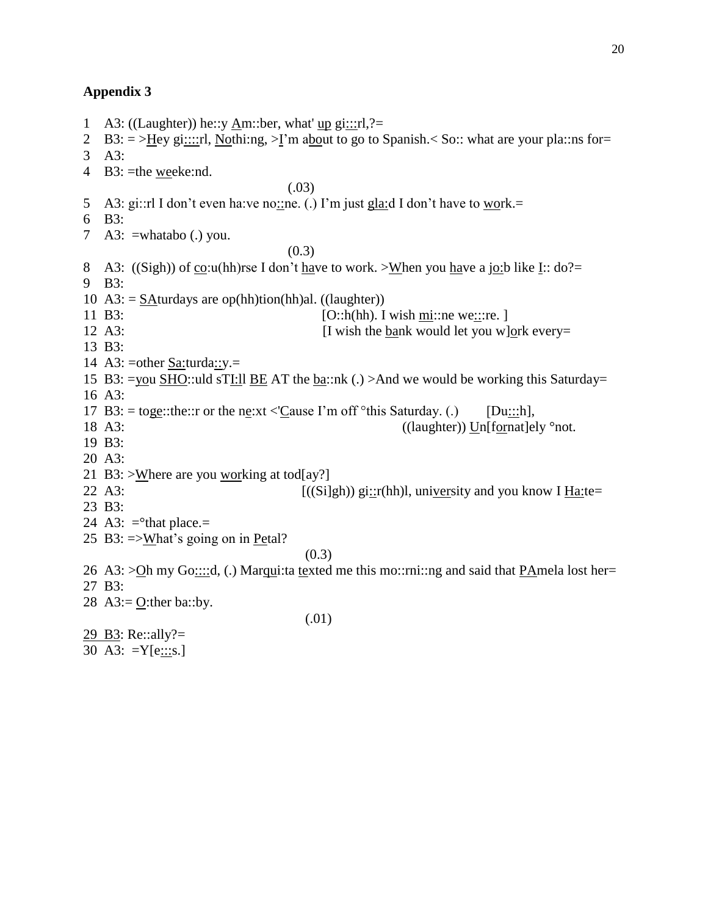**Appendix 3**

1 A3: ((Laughter)) he::y Am::ber, what' up gi:::rl,?=
2 B3: = >Hey gi::::rl, Nothi:ng, >I'm about to go to Spanish.< So:: what are your pla::ns for=
3 A3:
4 B3: =the weeke:nd.
(.03)
5 A3: gi::rl I don't even ha:ve no::ne. (.) I'm just gla:d I don't have to work.=
6 B3:
7 A3: =whatabo (.) you.
(0.3)
8 A3: ((Sigh)) of co:u(hh)rse I don't have to work. >When you have a jo:b like I:: do?=
9 B3:
10 A3: = SAturdays are op(hh)tion(hh)al. ((laughter))
11 B3: [O::h(hh). I wish mi::ne we:::re. ]
12 A3: [I wish the bank would let you w]ork every=
13 B3:
14 A3: =other Sa:turda::y.=
15 B3: =you SHO::uld sTI:ll BE AT the ba::nk (.) >And we would be working this Saturday=
16 A3:
17 B3: = toge::the::r or the ne:xt <'Cause I'm off °this Saturday. (.) [Du:::h],
18 A3: ((laughter)) Un[fornat]ely °not.
19 B3:
20 A3:
21 B3: >Where are you working at tod[ay?]
22 A3: [((Si]gh)) gi::r(hh)l, university and you know I Ha:te=
23 B3:
24 A3: =°that place.=
25 B3: =>What's going on in Petal?
(0.3)
26 A3: >Oh my Go::::d, (.) Marqui:ta texted me this mo::rni::ng and said that PAmela lost her=
27 B3:
28 A3:= O:ther ba::by.
(.01)
29 B3: Re::ally?=
30 A3: =Y[e:::s.]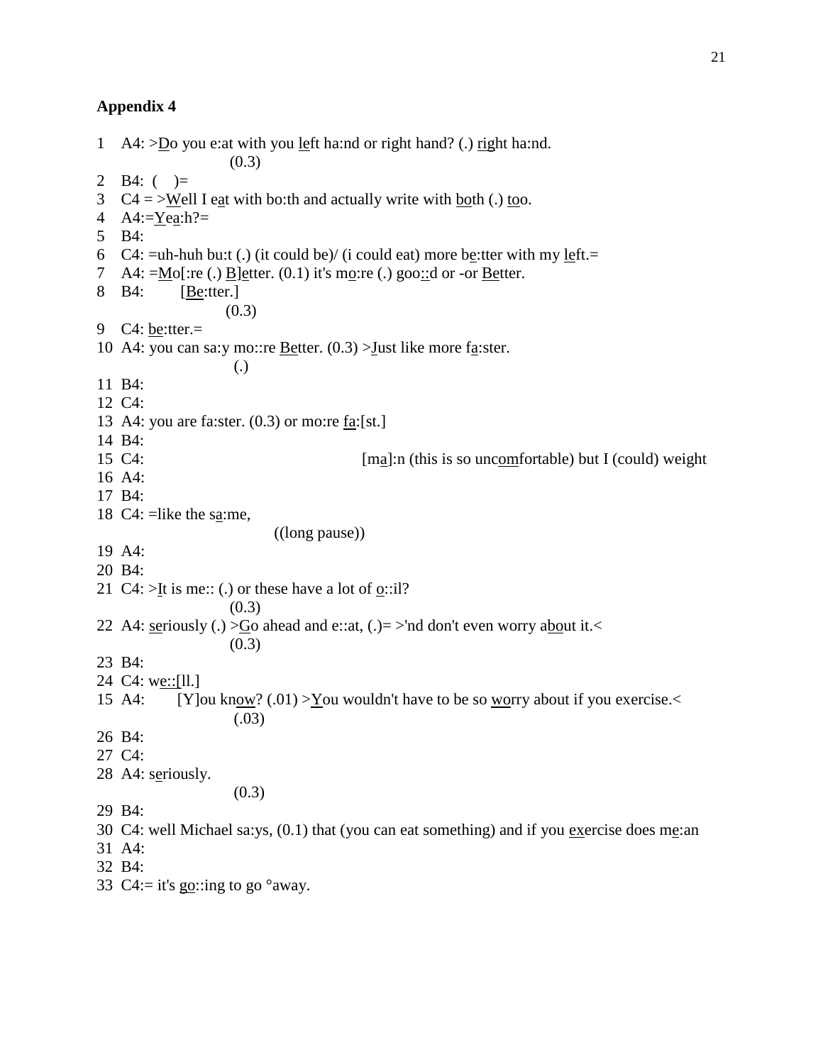**Appendix 4**

```
1   A4: >Do you e:at with you left ha:nd or right hand? (.) right ha:nd.
                  (0.3)
2   B4:  (    )=
3   C4 = >Well I eat with bo:th and actually write with both (.) too.
4   A4:=Yea:h?=
5   B4:
6   C4: =uh-huh bu:t (.) (it could be)/ (i could eat) more be:tter with my left.=
7   A4: =Mo[:re (.) B]etter. (0.1) it's mo:re (.) goo::d or -or Better.
8   B4:        [Be:tter.]
                  (0.3)
9   C4: be:tter.=
10  A4: you can sa:y mo::re Better. (0.3) >Just like more fa:ster.
                  (.)
11  B4:
12  C4:
13  A4: you are fa:ster. (0.3) or mo:re fa:[st.]
14  B4:
15  C4:                                   [ma]:n (this is so uncomfortable) but I (could) weight
16  A4:
17  B4:
18  C4: =like the sa:me,
                        ((long pause))
19  A4:
20  B4:
21  C4: >It is me:: (.) or these have a lot of o::il?
                  (0.3)
22  A4: seriously (.) >Go ahead and e::at, (.)= >'nd don't even worry about it.<
                  (0.3)
23  B4:
24  C4: we::[ll.]
15  A4:       [Y]ou know? (.01) >You wouldn't have to be so worry about if you exercise.<
                  (.03)
26  B4:
27  C4:
28  A4: seriously.
                  (0.3)
29  B4:
30  C4: well Michael sa:ys, (0.1) that (you can eat something) and if you exercise does me:an
31  A4:
32  B4:
33  C4:= it's go::ing to go °away.
```